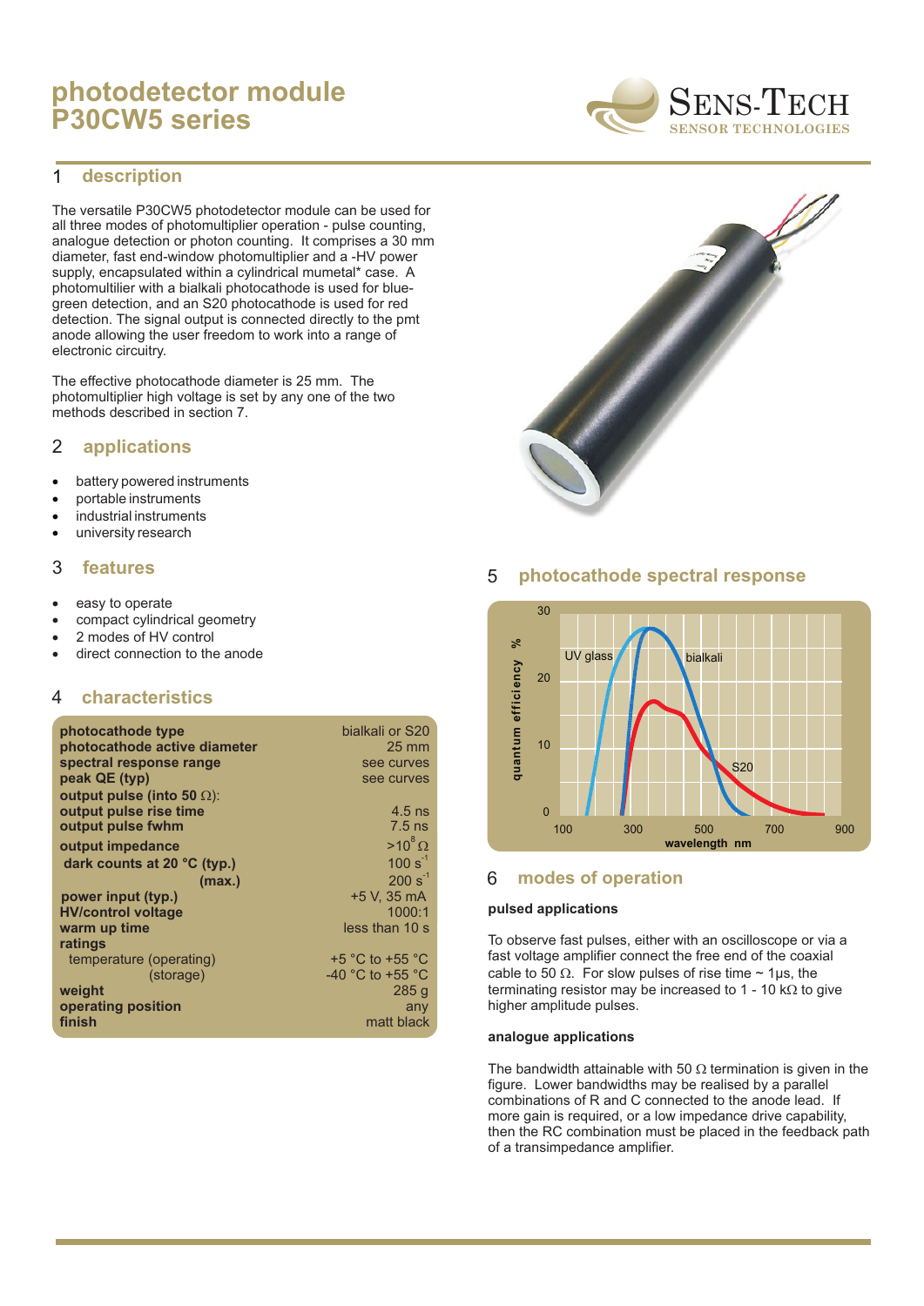# photodetector module P30CW5 series

## 1 description

The versatile P30CW5 photodetector module can be used for all three modes of photomultiplier operation - pulse counting, analogue detection or photon counting. It comprises a 30 mm diameter, fast end-window photomultiplier and a -HV power supply, encapsulated within a cylindrical mumetal* case. A photomultilier with a bialkali photocathode is used for blue-green detection, and an S20 photocathode is used for red detection. The signal output is connected directly to the pmt anode allowing the user freedom to work into a range of electronic circuitry.

The effective photocathode diameter is 25 mm. The photomultiplier high voltage is set by any one of the two methods described in section 7.

## 2 applications

- battery powered instruments
- portable instruments
- industrial instruments
- university research

## 3 features

- easy to operate
- compact cylindrical geometry
- 2 modes of HV control
- direct connection to the anode

## 4 characteristics

| | |
|---|---|
| **photocathode type** | bialkali or S20 |
| **photocathode active diameter** | 25 mm |
| **spectral response range** | see curves |
| **peak QE (typ)** | see curves |
| **output pulse (into 50 Ω):** | |
| **output pulse rise time** | 4.5 ns |
| **output pulse fwhm** | 7.5 ns |
| **output impedance** | $>10^8$ Ω |
| **dark counts at 20 °C (typ.)** | 100 $s^{-1}$ |
| **(max.)** | 200 $s^{-1}$ |
| **power input (typ.)** | +5 V, 35 mA |
| **HV/control voltage** | 1000:1 |
| **warm up time** | less than 10 s |
| **ratings** | |
| temperature (operating) | +5 °C to +55 °C |
| (storage) | -40 °C to +55 °C |
| **weight** | 285 g |
| **operating position** | any |
| **finish** | matt black |

## 5 photocathode spectral response

## 6 modes of operation

**pulsed applications**

To observe fast pulses, either with an oscilloscope or via a fast voltage amplifier connect the free end of the coaxial cable to 50 Ω. For slow pulses of rise time ~ 1μs, the terminating resistor may be increased to 1 - 10 kΩ to give higher amplitude pulses.

**analogue applications**

The bandwidth attainable with 50 Ω termination is given in the figure. Lower bandwidths may be realised by a parallel combinations of R and C connected to the anode lead. If more gain is required, or a low impedance drive capability, then the RC combination must be placed in the feedback path of a transimpedance amplifier.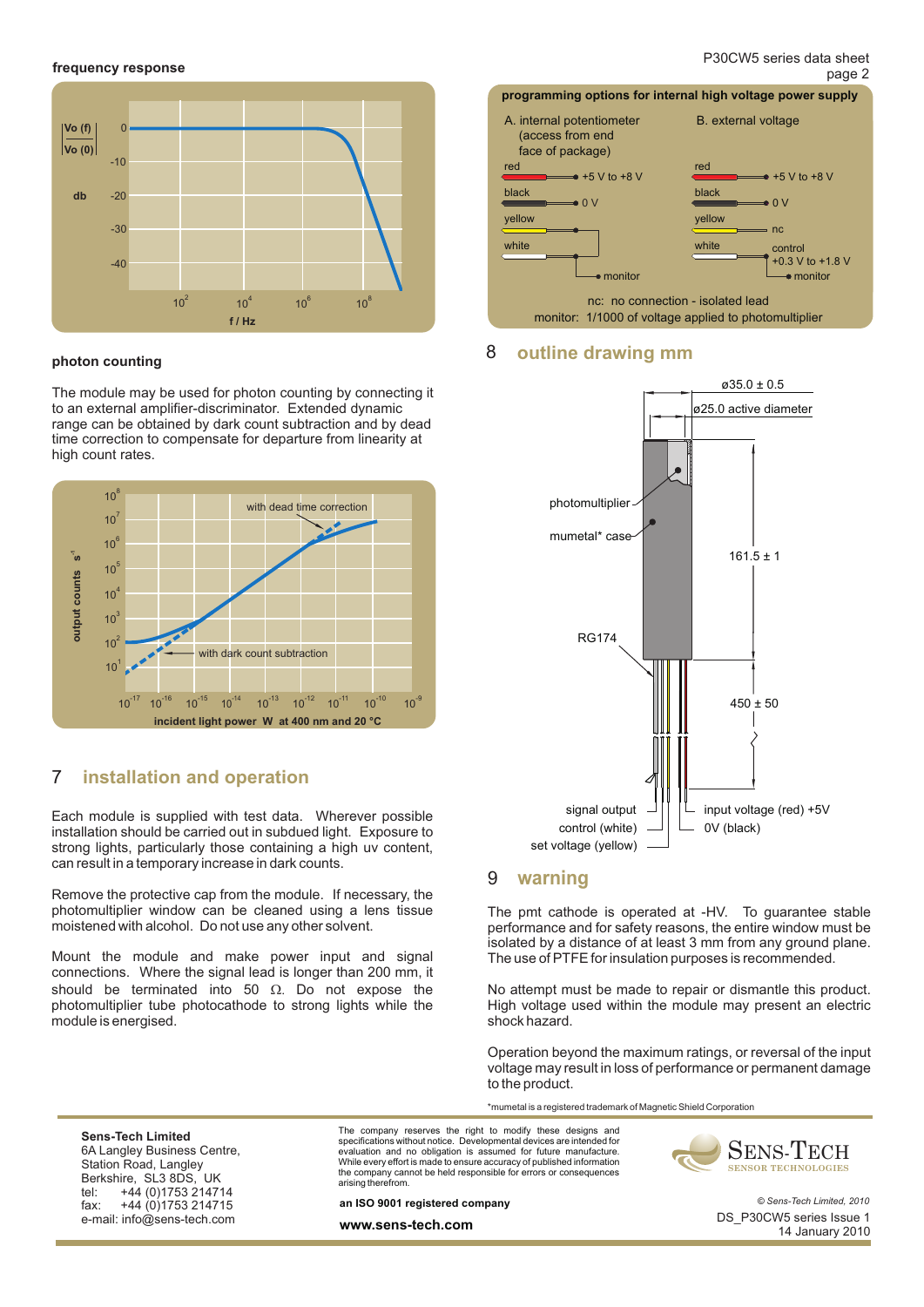### frequency response

|Vo (f)| / |Vo (0)|

db

0

-10

-20

-30

-40

$10^2$ $10^4$ $10^6$ $10^8$

f / Hz

### photon counting

The module may be used for photon counting by connecting it to an external amplifier-discriminator. Extended dynamic range can be obtained by dark count subtraction and by dead time correction to compensate for departure from linearity at high count rates.

output counts $s^{-1}$

$10^8$ $10^7$ $10^6$ $10^5$ $10^4$ $10^3$ $10^2$ $10^1$

with dead time correction

with dark count subtraction

$10^{-17}$ $10^{-16}$ $10^{-15}$ $10^{-14}$ $10^{-13}$ $10^{-12}$ $10^{-11}$ $10^{-10}$ $10^{-9}$

incident light power W at 400 nm and 20 °C

## 7 installation and operation

Each module is supplied with test data. Wherever possible installation should be carried out in subdued light. Exposure to strong lights, particularly those containing a high uv content, can result in a temporary increase in dark counts.

Remove the protective cap from the module. If necessary, the photomultiplier window can be cleaned using a lens tissue moistened with alcohol. Do not use any other solvent.

Mount the module and make power input and signal connections. Where the signal lead is longer than 200 mm, it should be terminated into 50 Ω. Do not expose the photomultiplier tube photocathode to strong lights while the module is energised.

### programming options for internal high voltage power supply

A. internal potentiometer (access from end face of package)

red — +5 V to +8 V

black — 0 V

yellow

white

monitor

B. external voltage

red — +5 V to +8 V

black — 0 V

yellow — nc

white — control +0.3 V to +1.8 V

monitor

nc: no connection - isolated lead

monitor: 1/1000 of voltage applied to photomultiplier

## 8 outline drawing mm

ø35.0 ± 0.5

ø25.0 active diameter

photomultiplier

mumetal* case

161.5 ± 1

RG174

450 ± 50

signal output

control (white)

set voltage (yellow)

input voltage (red) +5V

0V (black)

## 9 warning

The pmt cathode is operated at -HV. To guarantee stable performance and for safety reasons, the entire window must be isolated by a distance of at least 3 mm from any ground plane. The use of PTFE for insulation purposes is recommended.

No attempt must be made to repair or dismantle this product. High voltage used within the module may present an electric shock hazard.

Operation beyond the maximum ratings, or reversal of the input voltage may result in loss of performance or permanent damage to the product.

*mumetal is a registered trademark of Magnetic Shield Corporation

**Sens-Tech Limited**
6A Langley Business Centre,
Station Road, Langley
Berkshire, SL3 8DS, UK
tel: +44 (0)1753 214714
fax: +44 (0)1753 214715
e-mail: info@sens-tech.com

The company reserves the right to modify these designs and specifications without notice. Developmental devices are intended for evaluation and no obligation is assumed for future manufacture. While every effort is made to ensure accuracy of published information the company cannot be held responsible for errors or consequences arising therefrom.

**an ISO 9001 registered company**

**www.sens-tech.com**

SENS-TECH
SENSOR TECHNOLOGIES

© Sens-Tech Limited, 2010

DS_P30CW5 series Issue 1
14 January 2010